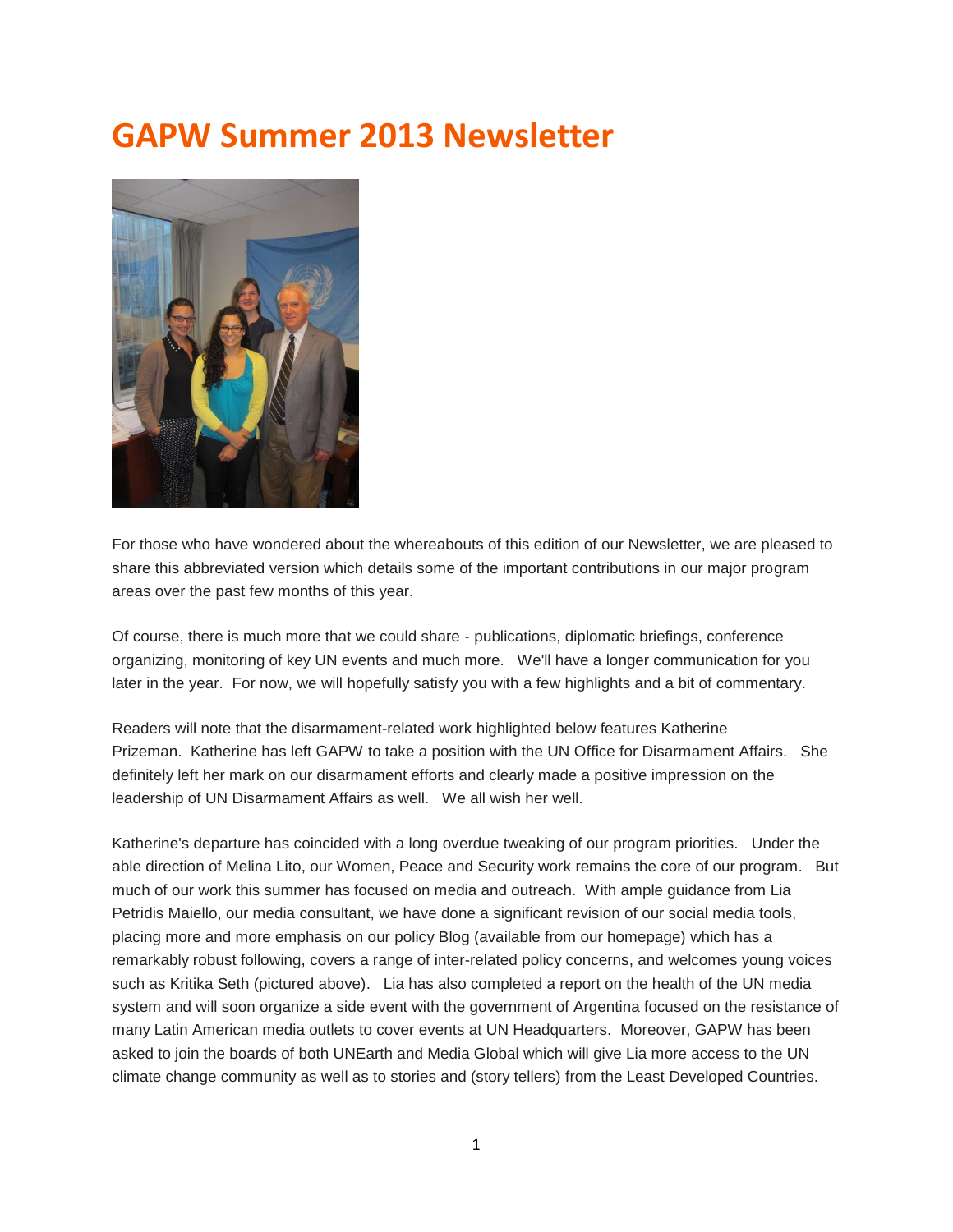# GAPW Summer 2013 Newsletter

For those who have wondered about the whereabouts of this edition of our Newsletter, we are pleased to share this abbreviated version which details some of the important contributions in our major program areas over the past few months of this year.

Of course, there is much more that we could share - publications, diplomatic briefings, conference organizing, monitoring of key UN events and much more. We'll have a longer communication for you later in the year. For now, we will hopefully satisfy you with a few highlights and a bit of commentary.

Readers will note that the disarmament-related work highlighted below features Katherine Prizeman. Katherine has left GAPW to take a position with the UN Office for Disarmament Affairs. She definitely left her mark on our disarmament efforts and clearly made a positive impression on the leadership of UN Disarmament Affairs as well. We all wish her well.

Katherine's departure has coincided with a long overdue tweaking of our program priorities. Under the able direction of Melina Lito, our Women, Peace and Security work remains the core of our program. But much of our work this summer has focused on media and outreach. With ample guidance from Lia Petridis Maiello, our media consultant, we have done a significant revision of our social media tools, placing more and more emphasis on our policy Blog (available from our homepage) which has a remarkably robust following, covers a range of inter-related policy concerns, and welcomes young voices such as Kritika Seth (pictured above). Lia has also completed a report on the health of the UN media system and will soon organize a side event with the government of Argentina focused on the resistance of many Latin American media outlets to cover events at UN Headquarters. Moreover, GAPW has been asked to join the boards of both UNEarth and Media Global which will give Lia more access to the UN climate change community as well as to stories and (story tellers) from the Least Developed Countries.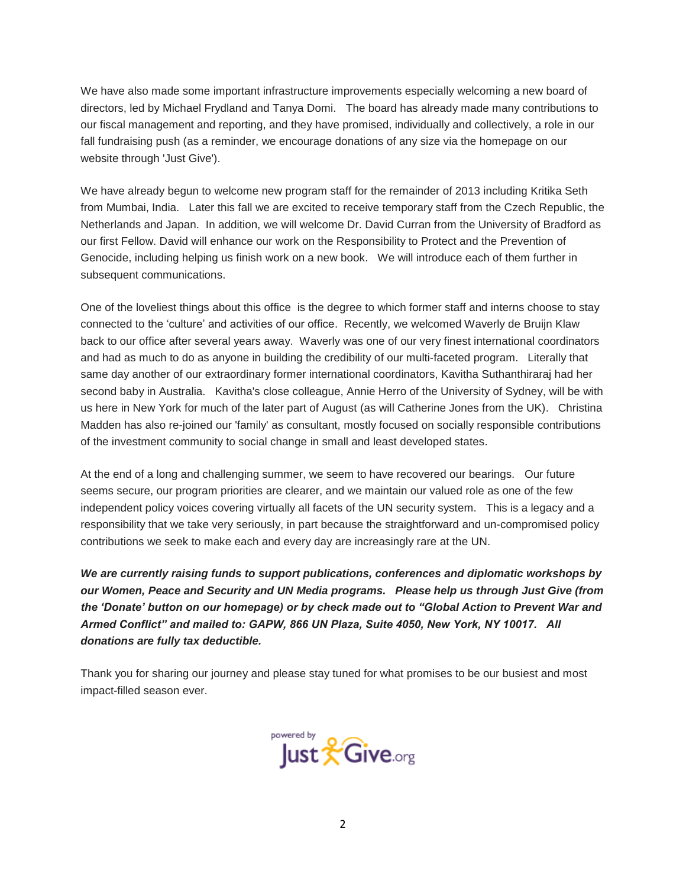We have also made some important infrastructure improvements especially welcoming a new board of directors, led by Michael Frydland and Tanya Domi. The board has already made many contributions to our fiscal management and reporting, and they have promised, individually and collectively, a role in our fall fundraising push (as a reminder, we encourage donations of any size via the homepage on our website through 'Just Give').

We have already begun to welcome new program staff for the remainder of 2013 including Kritika Seth from Mumbai, India. Later this fall we are excited to receive temporary staff from the Czech Republic, the Netherlands and Japan. In addition, we will welcome Dr. David Curran from the University of Bradford as our first Fellow. David will enhance our work on the Responsibility to Protect and the Prevention of Genocide, including helping us finish work on a new book. We will introduce each of them further in subsequent communications.

One of the loveliest things about this office is the degree to which former staff and interns choose to stay connected to the 'culture' and activities of our office. Recently, we welcomed Waverly de Bruijn Klaw back to our office after several years away. Waverly was one of our very finest international coordinators and had as much to do as anyone in building the credibility of our multi-faceted program. Literally that same day another of our extraordinary former international coordinators, Kavitha Suthanthiraraj had her second baby in Australia. Kavitha's close colleague, Annie Herro of the University of Sydney, will be with us here in New York for much of the later part of August (as will Catherine Jones from the UK). Christina Madden has also re-joined our 'family' as consultant, mostly focused on socially responsible contributions of the investment community to social change in small and least developed states.

At the end of a long and challenging summer, we seem to have recovered our bearings. Our future seems secure, our program priorities are clearer, and we maintain our valued role as one of the few independent policy voices covering virtually all facets of the UN security system. This is a legacy and a responsibility that we take very seriously, in part because the straightforward and un-compromised policy contributions we seek to make each and every day are increasingly rare at the UN.

***We are currently raising funds to support publications, conferences and diplomatic workshops by our Women, Peace and Security and UN Media programs. Please help us through Just Give (from the 'Donate' button on our homepage) or by check made out to "Global Action to Prevent War and Armed Conflict" and mailed to: GAPW, 866 UN Plaza, Suite 4050, New York, NY 10017. All donations are fully tax deductible.***

Thank you for sharing our journey and please stay tuned for what promises to be our busiest and most impact-filled season ever.

powered by JustGive.org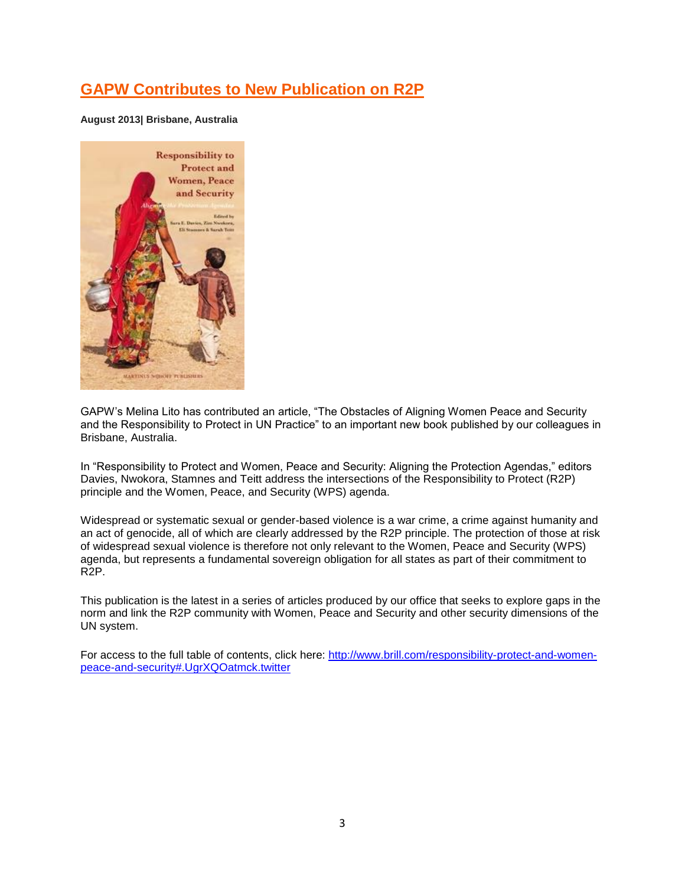## GAPW Contributes to New Publication on R2P

**August 2013| Brisbane, Australia**

GAPW's Melina Lito has contributed an article, "The Obstacles of Aligning Women Peace and Security and the Responsibility to Protect in UN Practice" to an important new book published by our colleagues in Brisbane, Australia.

In "Responsibility to Protect and Women, Peace and Security: Aligning the Protection Agendas," editors Davies, Nwokora, Stamnes and Teitt address the intersections of the Responsibility to Protect (R2P) principle and the Women, Peace, and Security (WPS) agenda.

Widespread or systematic sexual or gender-based violence is a war crime, a crime against humanity and an act of genocide, all of which are clearly addressed by the R2P principle. The protection of those at risk of widespread sexual violence is therefore not only relevant to the Women, Peace and Security (WPS) agenda, but represents a fundamental sovereign obligation for all states as part of their commitment to R2P.

This publication is the latest in a series of articles produced by our office that seeks to explore gaps in the norm and link the R2P community with Women, Peace and Security and other security dimensions of the UN system.

For access to the full table of contents, click here: [http://www.brill.com/responsibility-protect-and-women-peace-and-security#.UgrXQOatmck.twitter](http://www.brill.com/responsibility-protect-and-women-peace-and-security#.UgrXQOatmck.twitter)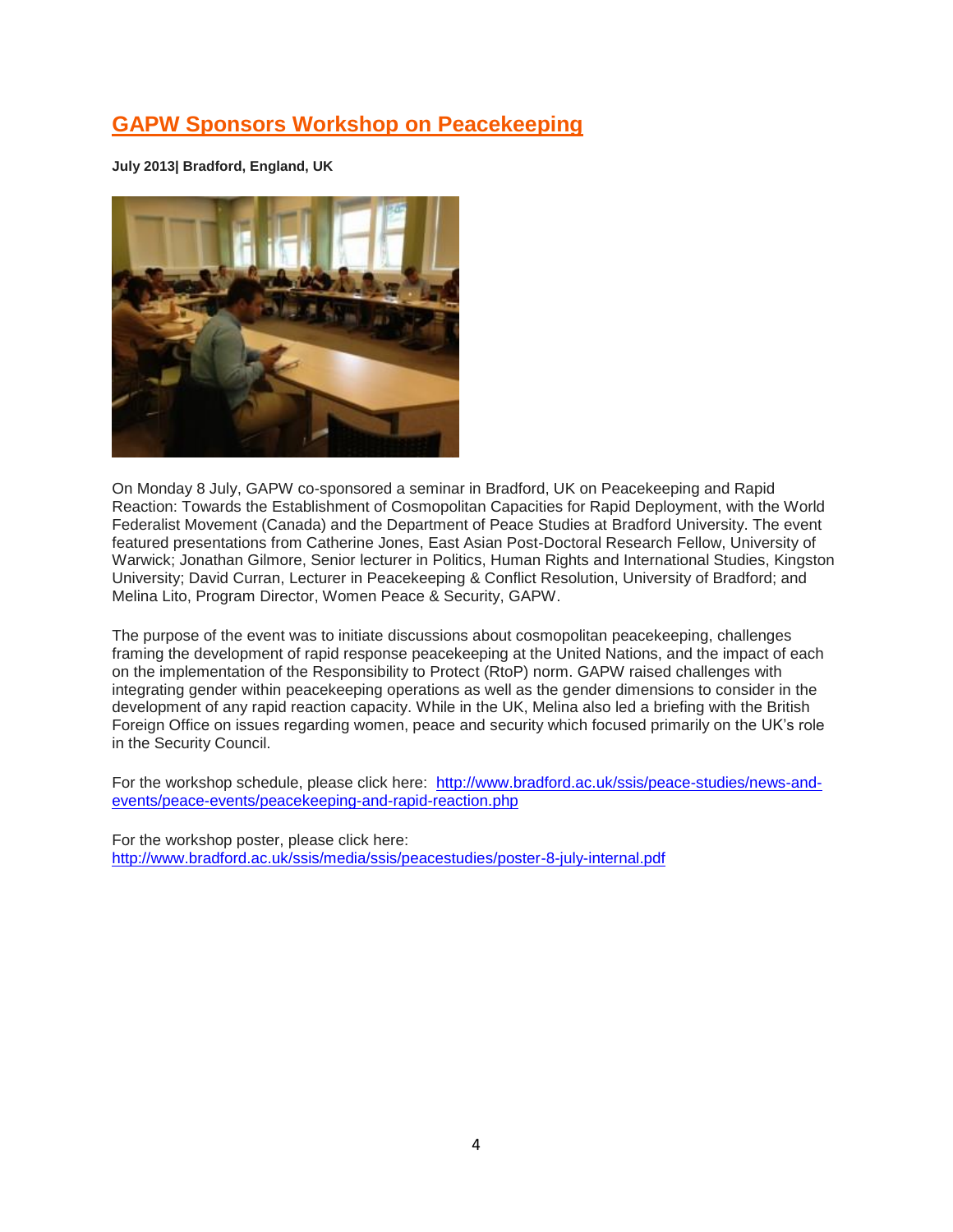## GAPW Sponsors Workshop on Peacekeeping

**July 2013| Bradford, England, UK**

On Monday 8 July, GAPW co-sponsored a seminar in Bradford, UK on Peacekeeping and Rapid Reaction: Towards the Establishment of Cosmopolitan Capacities for Rapid Deployment, with the World Federalist Movement (Canada) and the Department of Peace Studies at Bradford University. The event featured presentations from Catherine Jones, East Asian Post-Doctoral Research Fellow, University of Warwick; Jonathan Gilmore, Senior lecturer in Politics, Human Rights and International Studies, Kingston University; David Curran, Lecturer in Peacekeeping & Conflict Resolution, University of Bradford; and Melina Lito, Program Director, Women Peace & Security, GAPW.

The purpose of the event was to initiate discussions about cosmopolitan peacekeeping, challenges framing the development of rapid response peacekeeping at the United Nations, and the impact of each on the implementation of the Responsibility to Protect (RtoP) norm. GAPW raised challenges with integrating gender within peacekeeping operations as well as the gender dimensions to consider in the development of any rapid reaction capacity. While in the UK, Melina also led a briefing with the British Foreign Office on issues regarding women, peace and security which focused primarily on the UK's role in the Security Council.

For the workshop schedule, please click here: http://www.bradford.ac.uk/ssis/peace-studies/news-and-events/peace-events/peacekeeping-and-rapid-reaction.php

For the workshop poster, please click here: http://www.bradford.ac.uk/ssis/media/ssis/peacestudies/poster-8-july-internal.pdf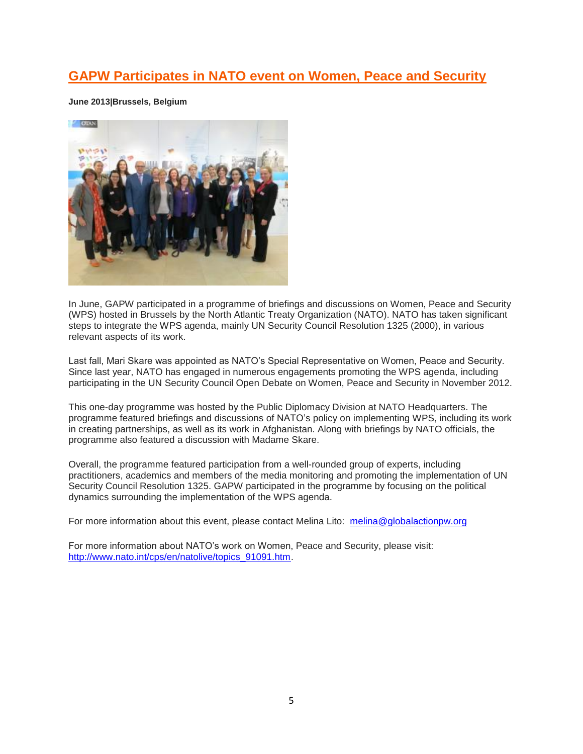## GAPW Participates in NATO event on Women, Peace and Security

**June 2013|Brussels, Belgium**

In June, GAPW participated in a programme of briefings and discussions on Women, Peace and Security (WPS) hosted in Brussels by the North Atlantic Treaty Organization (NATO). NATO has taken significant steps to integrate the WPS agenda, mainly UN Security Council Resolution 1325 (2000), in various relevant aspects of its work.

Last fall, Mari Skare was appointed as NATO's Special Representative on Women, Peace and Security. Since last year, NATO has engaged in numerous engagements promoting the WPS agenda, including participating in the UN Security Council Open Debate on Women, Peace and Security in November 2012.

This one-day programme was hosted by the Public Diplomacy Division at NATO Headquarters. The programme featured briefings and discussions of NATO's policy on implementing WPS, including its work in creating partnerships, as well as its work in Afghanistan. Along with briefings by NATO officials, the programme also featured a discussion with Madame Skare.

Overall, the programme featured participation from a well-rounded group of experts, including practitioners, academics and members of the media monitoring and promoting the implementation of UN Security Council Resolution 1325. GAPW participated in the programme by focusing on the political dynamics surrounding the implementation of the WPS agenda.

For more information about this event, please contact Melina Lito: melina@globalactionpw.org

For more information about NATO's work on Women, Peace and Security, please visit: http://www.nato.int/cps/en/natolive/topics_91091.htm.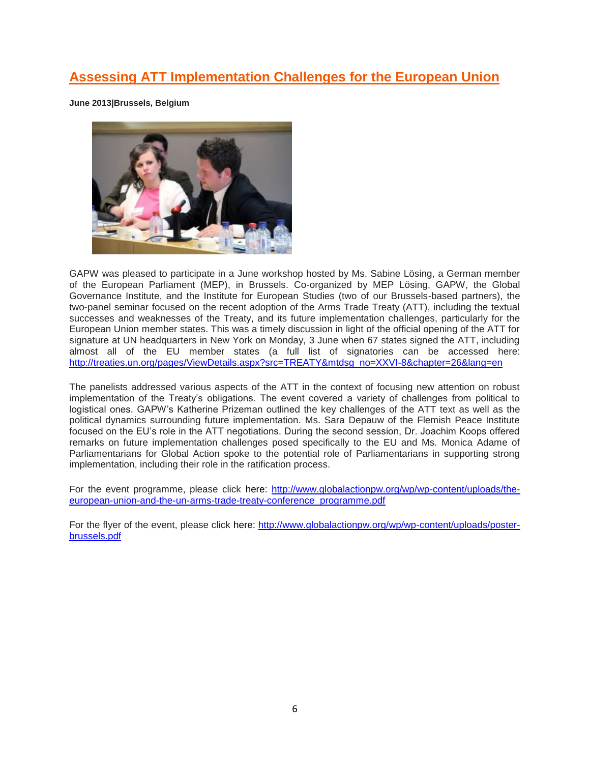## Assessing ATT Implementation Challenges for the European Union

**June 2013|Brussels, Belgium**

GAPW was pleased to participate in a June workshop hosted by Ms. Sabine Lösing, a German member of the European Parliament (MEP), in Brussels. Co-organized by MEP Lösing, GAPW, the Global Governance Institute, and the Institute for European Studies (two of our Brussels-based partners), the two-panel seminar focused on the recent adoption of the Arms Trade Treaty (ATT), including the textual successes and weaknesses of the Treaty, and its future implementation challenges, particularly for the European Union member states. This was a timely discussion in light of the official opening of the ATT for signature at UN headquarters in New York on Monday, 3 June when 67 states signed the ATT, including almost all of the EU member states (a full list of signatories can be accessed here: http://treaties.un.org/pages/ViewDetails.aspx?src=TREATY&mtdsg_no=XXVI-8&chapter=26&lang=en

The panelists addressed various aspects of the ATT in the context of focusing new attention on robust implementation of the Treaty's obligations. The event covered a variety of challenges from political to logistical ones. GAPW's Katherine Prizeman outlined the key challenges of the ATT text as well as the political dynamics surrounding future implementation. Ms. Sara Depauw of the Flemish Peace Institute focused on the EU's role in the ATT negotiations. During the second session, Dr. Joachim Koops offered remarks on future implementation challenges posed specifically to the EU and Ms. Monica Adame of Parliamentarians for Global Action spoke to the potential role of Parliamentarians in supporting strong implementation, including their role in the ratification process.

For the event programme, please click here: http://www.globalactionpw.org/wp/wp-content/uploads/the-european-union-and-the-un-arms-trade-treaty-conference_programme.pdf

For the flyer of the event, please click here: http://www.globalactionpw.org/wp/wp-content/uploads/poster-brussels.pdf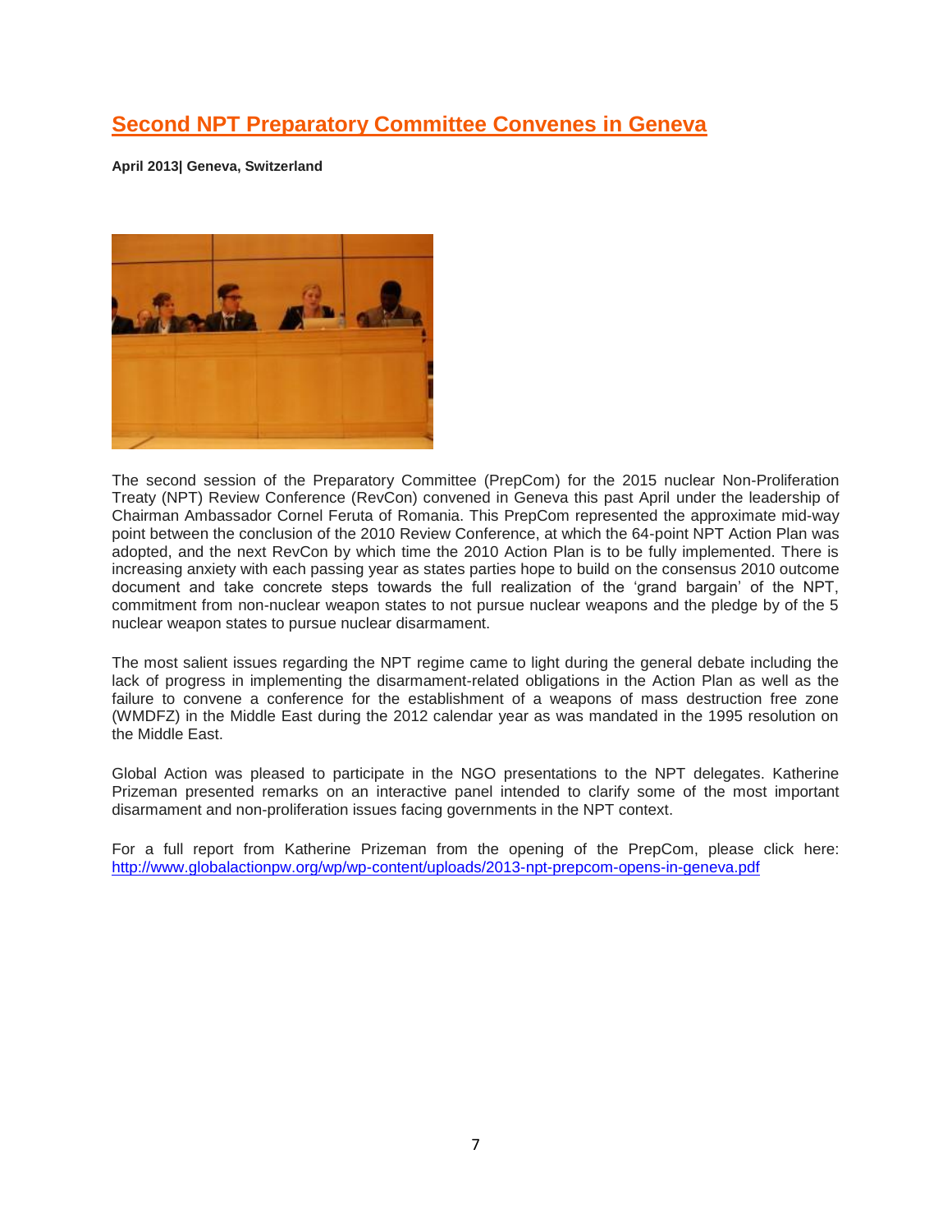## Second NPT Preparatory Committee Convenes in Geneva

**April 2013| Geneva, Switzerland**

The second session of the Preparatory Committee (PrepCom) for the 2015 nuclear Non-Proliferation Treaty (NPT) Review Conference (RevCon) convened in Geneva this past April under the leadership of Chairman Ambassador Cornel Feruta of Romania. This PrepCom represented the approximate mid-way point between the conclusion of the 2010 Review Conference, at which the 64-point NPT Action Plan was adopted, and the next RevCon by which time the 2010 Action Plan is to be fully implemented. There is increasing anxiety with each passing year as states parties hope to build on the consensus 2010 outcome document and take concrete steps towards the full realization of the 'grand bargain' of the NPT, commitment from non-nuclear weapon states to not pursue nuclear weapons and the pledge by of the 5 nuclear weapon states to pursue nuclear disarmament.

The most salient issues regarding the NPT regime came to light during the general debate including the lack of progress in implementing the disarmament-related obligations in the Action Plan as well as the failure to convene a conference for the establishment of a weapons of mass destruction free zone (WMDFZ) in the Middle East during the 2012 calendar year as was mandated in the 1995 resolution on the Middle East.

Global Action was pleased to participate in the NGO presentations to the NPT delegates. Katherine Prizeman presented remarks on an interactive panel intended to clarify some of the most important disarmament and non-proliferation issues facing governments in the NPT context.

For a full report from Katherine Prizeman from the opening of the PrepCom, please click here: http://www.globalactionpw.org/wp/wp-content/uploads/2013-npt-prepcom-opens-in-geneva.pdf